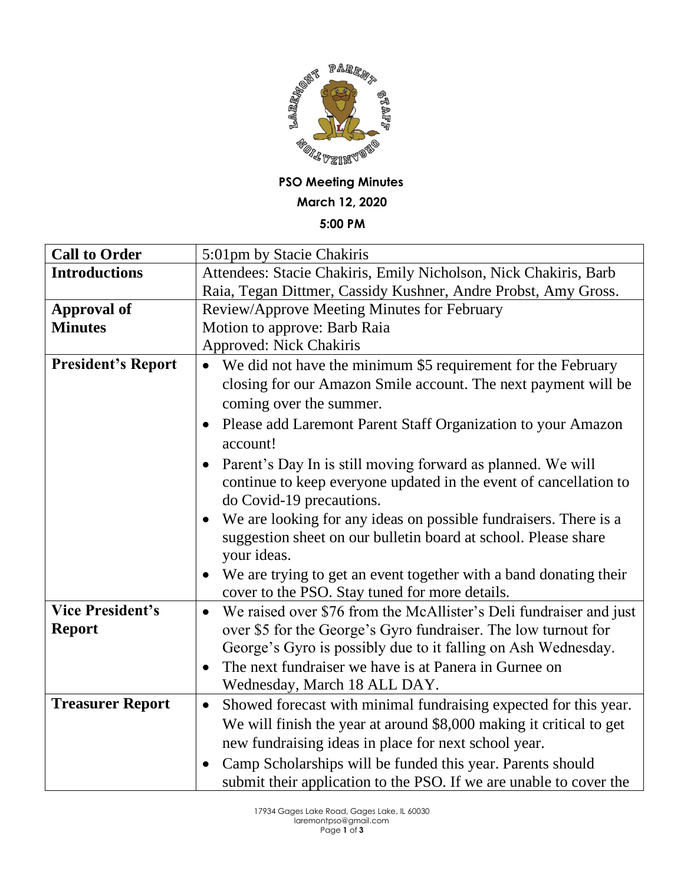**PSO Meeting Minutes**

**March 12, 2020**

**5:00 PM**

| | |
|---|---|
| **Call to Order** | 5:01pm by Stacie Chakiris |
| **Introductions** | Attendees: Stacie Chakiris, Emily Nicholson, Nick Chakiris, Barb Raia, Tegan Dittmer, Cassidy Kushner, Andre Probst, Amy Gross. |
| **Approval of Minutes** | Review/Approve Meeting Minutes for February<br>Motion to approve: Barb Raia<br>Approved: Nick Chakiris |
| **President's Report** | • We did not have the minimum $5 requirement for the February closing for our Amazon Smile account. The next payment will be coming over the summer.<br>• Please add Laremont Parent Staff Organization to your Amazon account!<br>• Parent's Day In is still moving forward as planned. We will continue to keep everyone updated in the event of cancellation to do Covid-19 precautions.<br>• We are looking for any ideas on possible fundraisers. There is a suggestion sheet on our bulletin board at school. Please share your ideas.<br>• We are trying to get an event together with a band donating their cover to the PSO. Stay tuned for more details. |
| **Vice President's Report** | • We raised over $76 from the McAllister's Deli fundraiser and just over $5 for the George's Gyro fundraiser. The low turnout for George's Gyro is possibly due to it falling on Ash Wednesday.<br>• The next fundraiser we have is at Panera in Gurnee on Wednesday, March 18 ALL DAY. |
| **Treasurer Report** | • Showed forecast with minimal fundraising expected for this year. We will finish the year at around $8,000 making it critical to get new fundraising ideas in place for next school year.<br>• Camp Scholarships will be funded this year. Parents should submit their application to the PSO. If we are unable to cover the |

17934 Gages Lake Road, Gages Lake, IL 60030
laremontpso@gmail.com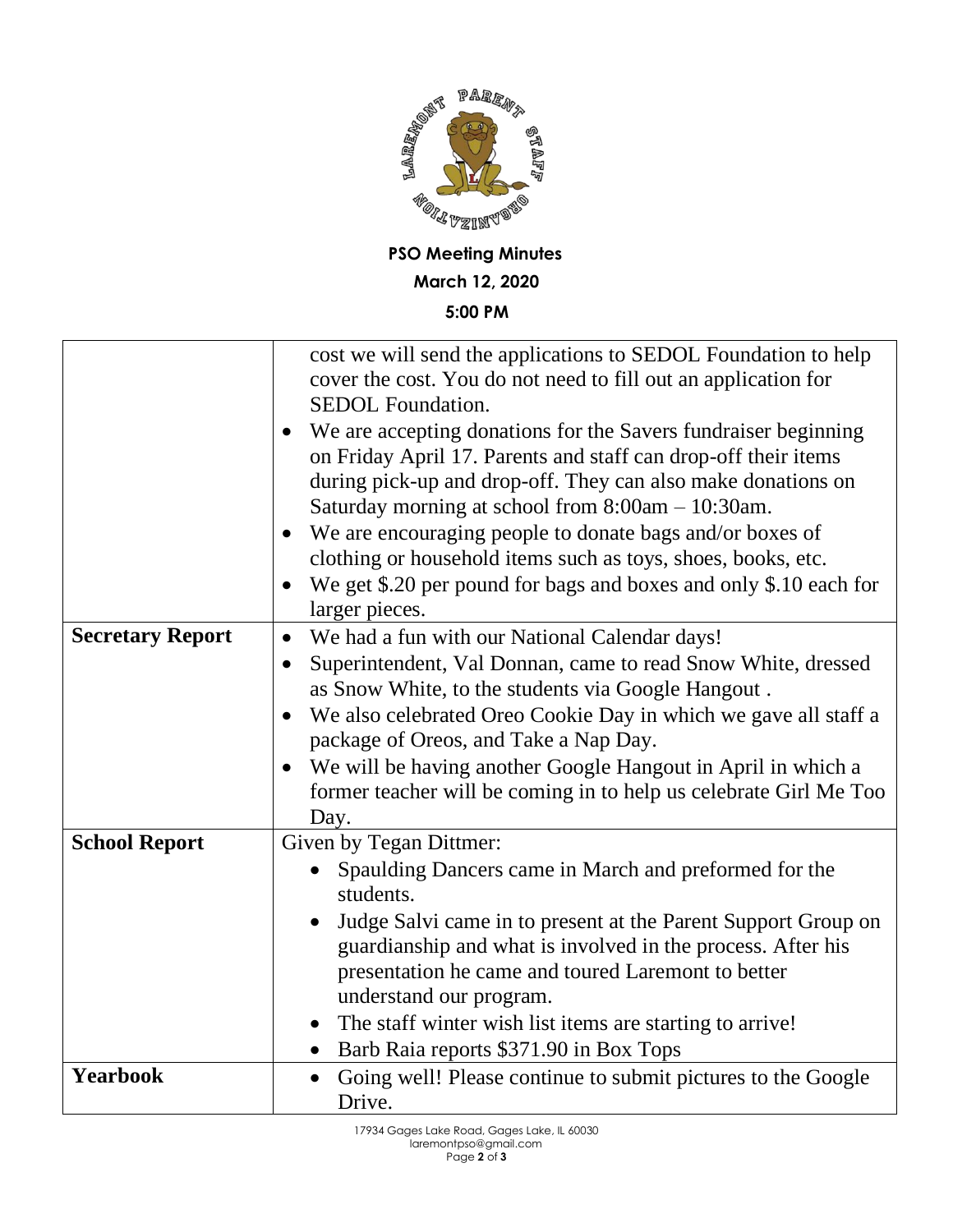**PSO Meeting Minutes**

**March 12, 2020**

**5:00 PM**

| | |
|---|---|
| | cost we will send the applications to SEDOL Foundation to help cover the cost. You do not need to fill out an application for SEDOL Foundation. <br>• We are accepting donations for the Savers fundraiser beginning on Friday April 17. Parents and staff can drop-off their items during pick-up and drop-off. They can also make donations on Saturday morning at school from 8:00am – 10:30am. <br>• We are encouraging people to donate bags and/or boxes of clothing or household items such as toys, shoes, books, etc. <br>• We get $.20 per pound for bags and boxes and only $.10 each for larger pieces. |
| **Secretary Report** | • We had a fun with our National Calendar days! <br>• Superintendent, Val Donnan, came to read Snow White, dressed as Snow White, to the students via Google Hangout . <br>• We also celebrated Oreo Cookie Day in which we gave all staff a package of Oreos, and Take a Nap Day. <br>• We will be having another Google Hangout in April in which a former teacher will be coming in to help us celebrate Girl Me Too Day. |
| **School Report** | Given by Tegan Dittmer: <br>• Spaulding Dancers came in March and preformed for the students. <br>• Judge Salvi came in to present at the Parent Support Group on guardianship and what is involved in the process. After his presentation he came and toured Laremont to better understand our program. <br>• The staff winter wish list items are starting to arrive! <br>• Barb Raia reports $371.90 in Box Tops |
| **Yearbook** | • Going well! Please continue to submit pictures to the Google Drive. |

17934 Gages Lake Road, Gages Lake, IL 60030
laremontpso@gmail.com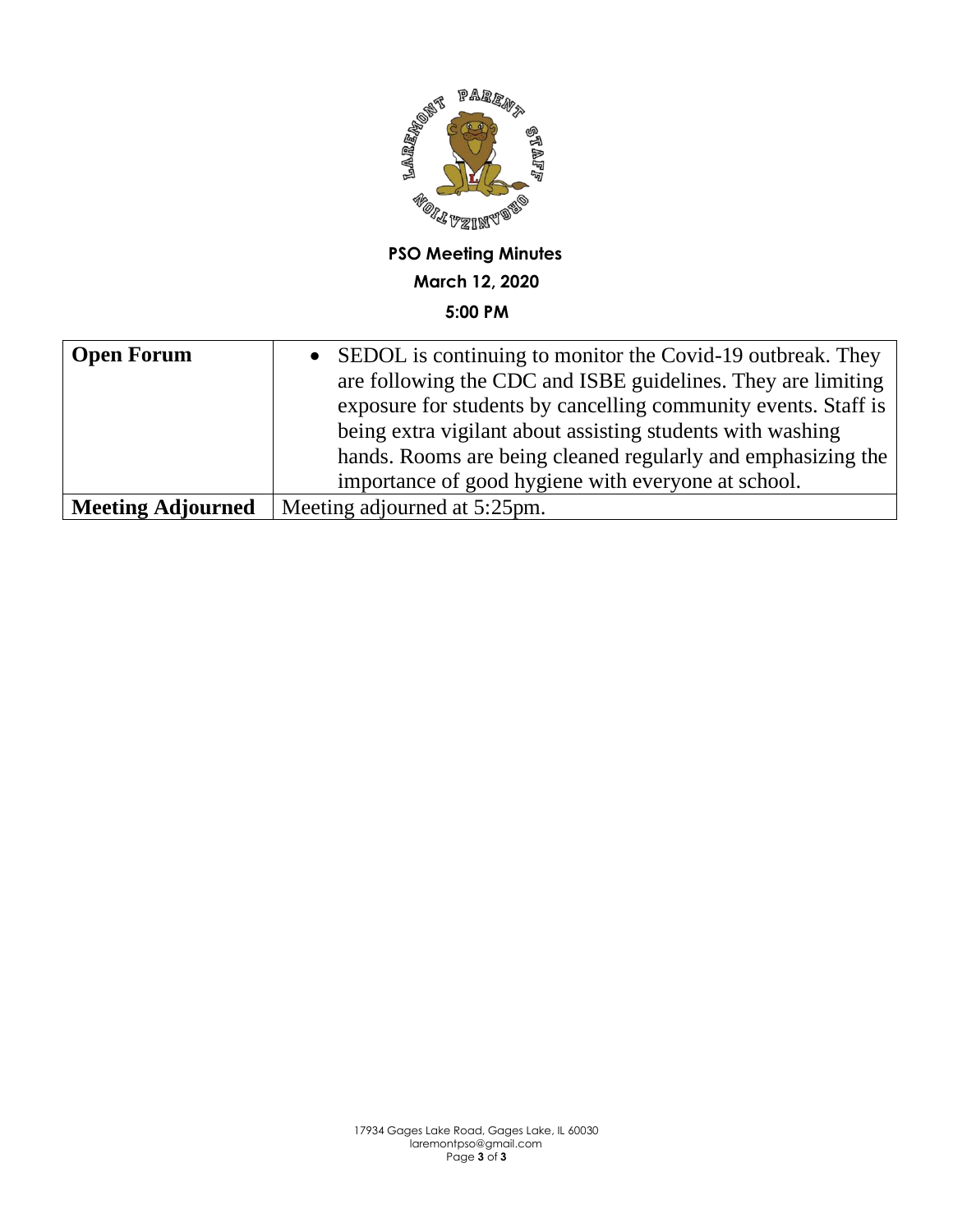**PSO Meeting Minutes**

**March 12, 2020**

**5:00 PM**

| | |
|---|---|
| **Open Forum** | • SEDOL is continuing to monitor the Covid-19 outbreak. They are following the CDC and ISBE guidelines. They are limiting exposure for students by cancelling community events. Staff is being extra vigilant about assisting students with washing hands. Rooms are being cleaned regularly and emphasizing the importance of good hygiene with everyone at school. |
| **Meeting Adjourned** | Meeting adjourned at 5:25pm. |

17934 Gages Lake Road, Gages Lake, IL 60030
laremontpso@gmail.com